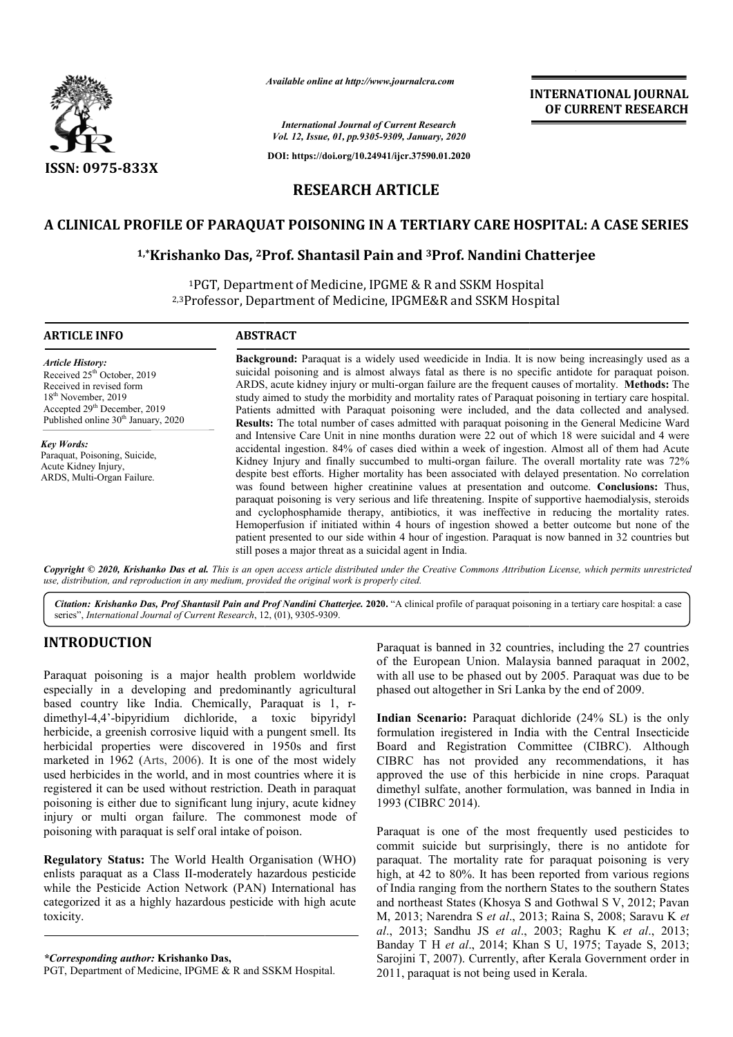ISSN: 0975-833X

*Available online at http://www.journalcra.com*

*International Journal of Current Research*
*Vol. 12, Issue, 01, pp.9305-9309, January, 2020*

**DOI: https://doi.org/10.24941/ijcr.37590.01.2020**

**INTERNATIONAL JOURNAL OF CURRENT RESEARCH**

## RESEARCH ARTICLE

# A CLINICAL PROFILE OF PARAQUAT POISONING IN A TERTIARY CARE HOSPITAL: A CASE SERIES

**[1,*]Krishanko Das, [2]Prof. Shantasil Pain and [3]Prof. Nandini Chatterjee**

[1]PGT, Department of Medicine, IPGME & R and SSKM Hospital
[2,3]Professor, Department of Medicine, IPGME&R and SSKM Hospital

### ARTICLE INFO

*Article History:*
Received 25th October, 2019
Received in revised form
18th November, 2019
Accepted 29th December, 2019
Published online 30th January, 2020

*Key Words:*
Paraquat, Poisoning, Suicide, Acute Kidney Injury, ARDS, Multi-Organ Failure.

### ABSTRACT

**Background:** Paraquat is a widely used weedicide in India. It is now being increasingly used as a suicidal poisoning and is almost always fatal as there is no specific antidote for paraquat poison. ARDS, acute kidney injury or multi-organ failure are the frequent causes of mortality. **Methods:** The study aimed to study the morbidity and mortality rates of Paraquat poisoning in tertiary care hospital. Patients admitted with Paraquat poisoning were included, and the data collected and analysed. **Results:** The total number of cases admitted with paraquat poisoning in the General Medicine Ward and Intensive Care Unit in nine months duration were 22 out of which 18 were suicidal and 4 were accidental ingestion. 84% of cases died within a week of ingestion. Almost all of them had Acute Kidney Injury and finally succumbed to multi-organ failure. The overall mortality rate was 72% despite best efforts. Higher mortality has been associated with delayed presentation. No correlation was found between higher creatinine values at presentation and outcome. **Conclusions:** Thus, paraquat poisoning is very serious and life threatening. Inspite of supportive haemodialysis, steroids and cyclophosphamide therapy, antibiotics, it was ineffective in reducing the mortality rates. Hemoperfusion if initiated within 4 hours of ingestion showed a better outcome but none of the patient presented to our side within 4 hour of ingestion. Paraquat is now banned in 32 countries but still poses a major threat as a suicidal agent in India.

***Copyright © 2020, Krishanko Das et al.*** *This is an open access article distributed under the Creative Commons Attribution License, which permits unrestricted use, distribution, and reproduction in any medium, provided the original work is properly cited.*

***Citation: Krishanko Das, Prof Shantasil Pain and Prof Nandini Chatterjee.* 2020.** "A clinical profile of paraquat poisoning in a tertiary care hospital: a case series", *International Journal of Current Research*, 12, (01), 9305-9309.

## INTRODUCTION

Paraquat poisoning is a major health problem worldwide especially in a developing and predominantly agricultural based country like India. Chemically, Paraquat is 1, r-dimethyl-4,4'-bipyridium dichloride, a toxic bipyridyl herbicide, a greenish corrosive liquid with a pungent smell. Its herbicidal properties were discovered in 1950s and first marketed in 1962 (Arts, 2006). It is one of the most widely used herbicides in the world, and in most countries where it is registered it can be used without restriction. Death in paraquat poisoning is either due to significant lung injury, acute kidney injury or multi organ failure. The commonest mode of poisoning with paraquat is self oral intake of poison.

**Regulatory Status:** The World Health Organisation (WHO) enlists paraquat as a Class II-moderately hazardous pesticide while the Pesticide Action Network (PAN) International has categorized it as a highly hazardous pesticide with high acute toxicity.

**Corresponding author:* **Krishanko Das,**
PGT, Department of Medicine, IPGME & R and SSKM Hospital.

Paraquat is banned in 32 countries, including the 27 countries of the European Union. Malaysia banned paraquat in 2002, with all use to be phased out by 2005. Paraquat was due to be phased out altogether in Sri Lanka by the end of 2009.

**Indian Scenario:** Paraquat dichloride (24% SL) is the only formulation iregistered in India with the Central Insecticide Board and Registration Committee (CIBRC). Although CIBRC has not provided any recommendations, it has approved the use of this herbicide in nine crops. Paraquat dimethyl sulfate, another formulation, was banned in India in 1993 (CIBRC 2014).

Paraquat is one of the most frequently used pesticides to commit suicide but surprisingly, there is no antidote for paraquat. The mortality rate for paraquat poisoning is very high, at 42 to 80%. It has been reported from various regions of India ranging from the northern States to the southern States and northeast States (Khosya S and Gothwal S V, 2012; Pavan M, 2013; Narendra S *et al*., 2013; Raina S, 2008; Saravu K *et al*., 2013; Sandhu JS *et al*., 2003; Raghu K *et al*., 2013; Banday T H *et al*., 2014; Khan S U, 1975; Tayade S, 2013; Sarojini T, 2007). Currently, after Kerala Government order in 2011, paraquat is not being used in Kerala.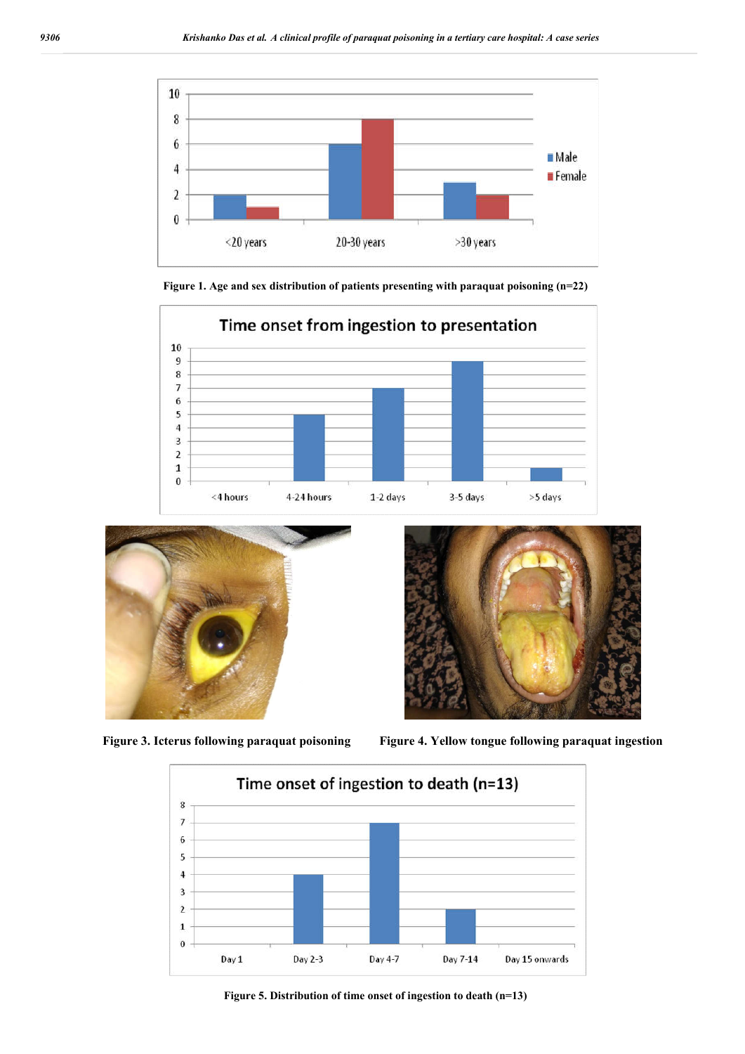Figure 1. Age and sex distribution of patients presenting with paraquat poisoning (n=22)

Figure 3. Icterus following paraquat poisoning

Figure 4. Yellow tongue following paraquat ingestion

Figure 5. Distribution of time onset of ingestion to death (n=13)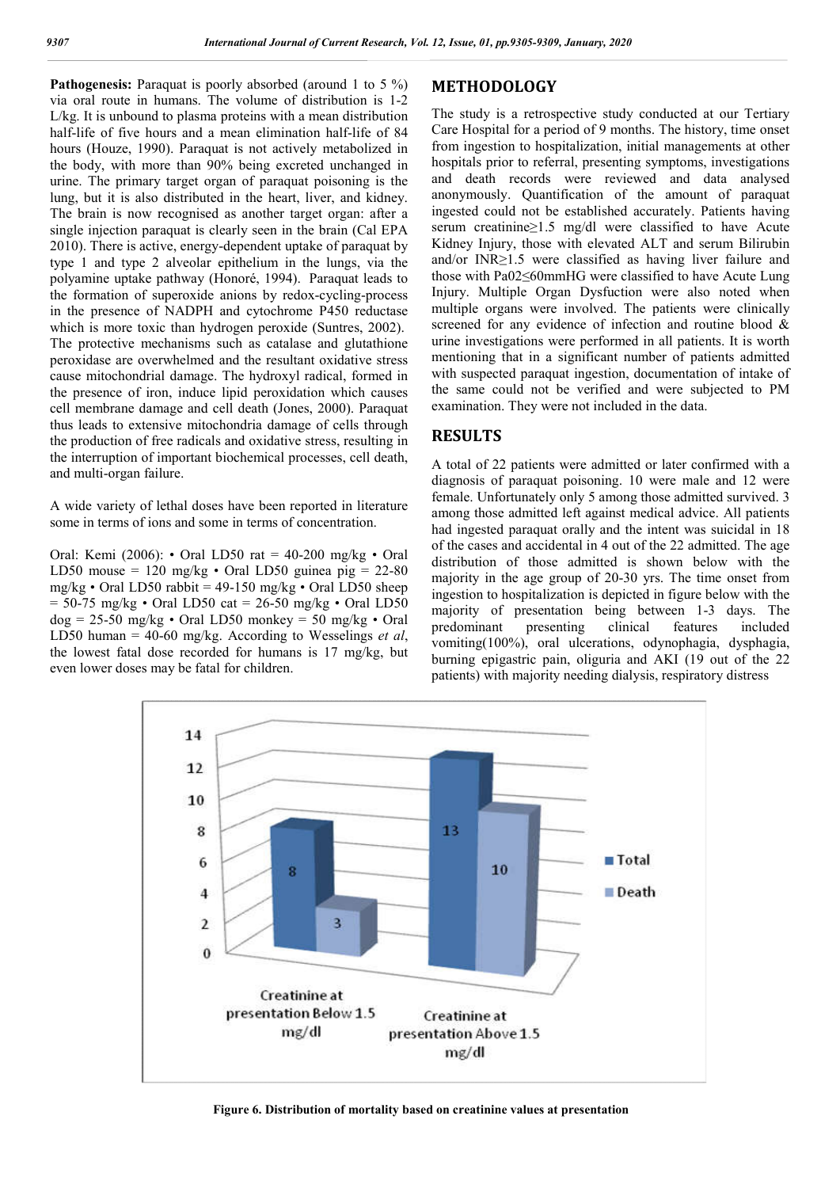**Pathogenesis:** Paraquat is poorly absorbed (around 1 to 5 %) via oral route in humans. The volume of distribution is 1-2 L/kg. It is unbound to plasma proteins with a mean distribution half-life of five hours and a mean elimination half-life of 84 hours (Houze, 1990). Paraquat is not actively metabolized in the body, with more than 90% being excreted unchanged in urine. The primary target organ of paraquat poisoning is the lung, but it is also distributed in the heart, liver, and kidney. The brain is now recognised as another target organ: after a single injection paraquat is clearly seen in the brain (Cal EPA 2010). There is active, energy-dependent uptake of paraquat by type 1 and type 2 alveolar epithelium in the lungs, via the polyamine uptake pathway (Honoré, 1994). Paraquat leads to the formation of superoxide anions by redox-cycling-process in the presence of NADPH and cytochrome P450 reductase which is more toxic than hydrogen peroxide (Suntres, 2002). The protective mechanisms such as catalase and glutathione peroxidase are overwhelmed and the resultant oxidative stress cause mitochondrial damage. The hydroxyl radical, formed in the presence of iron, induce lipid peroxidation which causes cell membrane damage and cell death (Jones, 2000). Paraquat thus leads to extensive mitochondria damage of cells through the production of free radicals and oxidative stress, resulting in the interruption of important biochemical processes, cell death, and multi-organ failure.

A wide variety of lethal doses have been reported in literature some in terms of ions and some in terms of concentration.

Oral: Kemi (2006): • Oral LD50 rat = 40-200 mg/kg • Oral LD50 mouse = 120 mg/kg • Oral LD50 guinea pig = 22-80 mg/kg • Oral LD50 rabbit = 49-150 mg/kg • Oral LD50 sheep = 50-75 mg/kg • Oral LD50 cat = 26-50 mg/kg • Oral LD50 dog = 25-50 mg/kg • Oral LD50 monkey = 50 mg/kg • Oral LD50 human = 40-60 mg/kg. According to Wesselings *et al*, the lowest fatal dose recorded for humans is 17 mg/kg, but even lower doses may be fatal for children.

## METHODOLOGY

The study is a retrospective study conducted at our Tertiary Care Hospital for a period of 9 months. The history, time onset from ingestion to hospitalization, initial managements at other hospitals prior to referral, presenting symptoms, investigations and death records were reviewed and data analysed anonymously. Quantification of the amount of paraquat ingested could not be established accurately. Patients having serum creatinine≥1.5 mg/dl were classified to have Acute Kidney Injury, those with elevated ALT and serum Bilirubin and/or INR≥1.5 were classified as having liver failure and those with $PaO_2 \leq 60$mmHG were classified to have Acute Lung Injury. Multiple Organ Dysfuction were also noted when multiple organs were involved. The patients were clinically screened for any evidence of infection and routine blood & urine investigations were performed in all patients. It is worth mentioning that in a significant number of patients admitted with suspected paraquat ingestion, documentation of intake of the same could not be verified and were subjected to PM examination. They were not included in the data.

## RESULTS

A total of 22 patients were admitted or later confirmed with a diagnosis of paraquat poisoning. 10 were male and 12 were female. Unfortunately only 5 among those admitted survived. 3 among those admitted left against medical advice. All patients had ingested paraquat orally and the intent was suicidal in 18 of the cases and accidental in 4 out of the 22 admitted. The age distribution of those admitted is shown below with the majority in the age group of 20-30 yrs. The time onset from ingestion to hospitalization is depicted in figure below with the majority of presentation being between 1-3 days. The predominant presenting clinical features included vomiting(100%), oral ulcerations, odynophagia, dysphagia, burning epigastric pain, oliguria and AKI (19 out of the 22 patients) with majority needing dialysis, respiratory distress

| | Total | Death |
|---|---|---|
| Creatinine at presentation Below 1.5 mg/dl | 8 | 3 |
| Creatinine at presentation Above 1.5 mg/dl | 13 | 10 |

**Figure 6. Distribution of mortality based on creatinine values at presentation**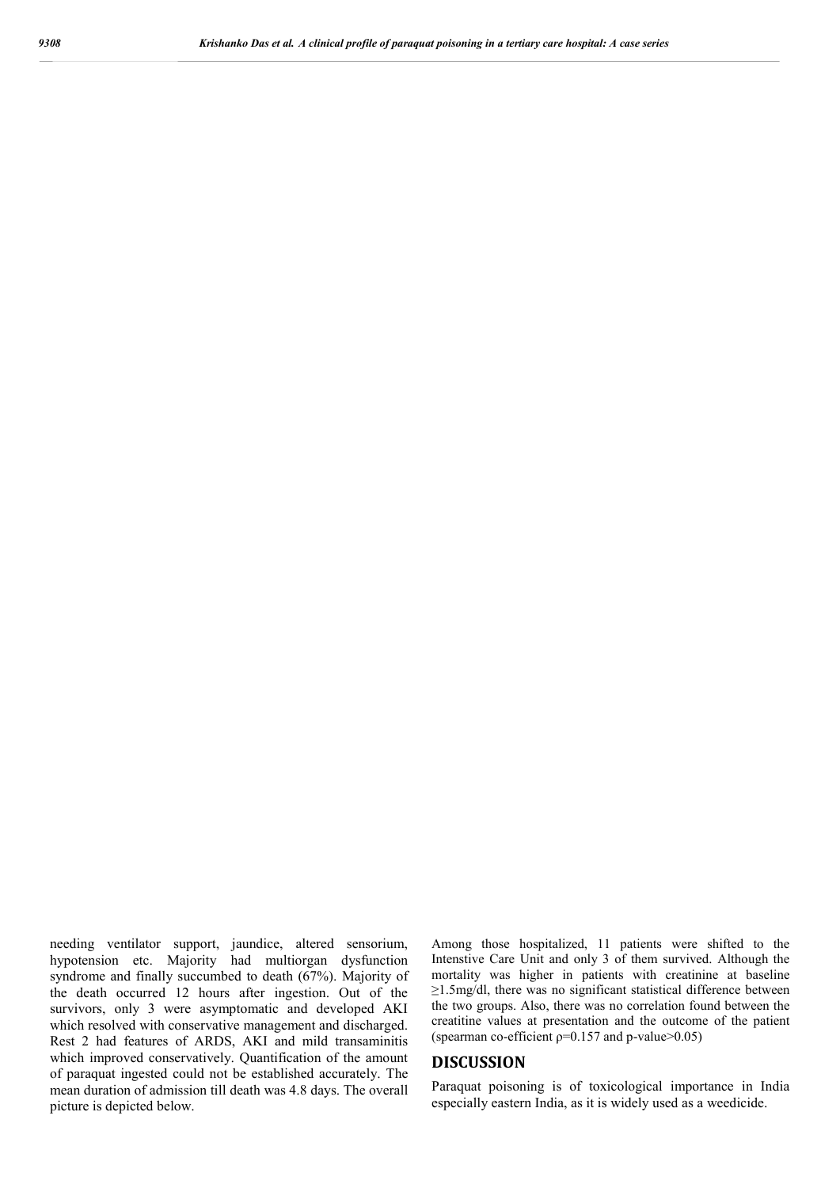needing ventilator support, jaundice, altered sensorium, hypotension etc. Majority had multiorgan dysfunction syndrome and finally succumbed to death (67%). Majority of the death occurred 12 hours after ingestion. Out of the survivors, only 3 were asymptomatic and developed AKI which resolved with conservative management and discharged. Rest 2 had features of ARDS, AKI and mild transaminitis which improved conservatively. Quantification of the amount of paraquat ingested could not be established accurately. The mean duration of admission till death was 4.8 days. The overall picture is depicted below.

Among those hospitalized, 11 patients were shifted to the Intenstive Care Unit and only 3 of them survived. Although the mortality was higher in patients with creatinine at baseline $\geq$1.5mg/dl, there was no significant statistical difference between the two groups. Also, there was no correlation found between the creatitine values at presentation and the outcome of the patient (spearman co-efficient $\rho$=0.157 and p-value>0.05)

## DISCUSSION

Paraquat poisoning is of toxicological importance in India especially eastern India, as it is widely used as a weedicide.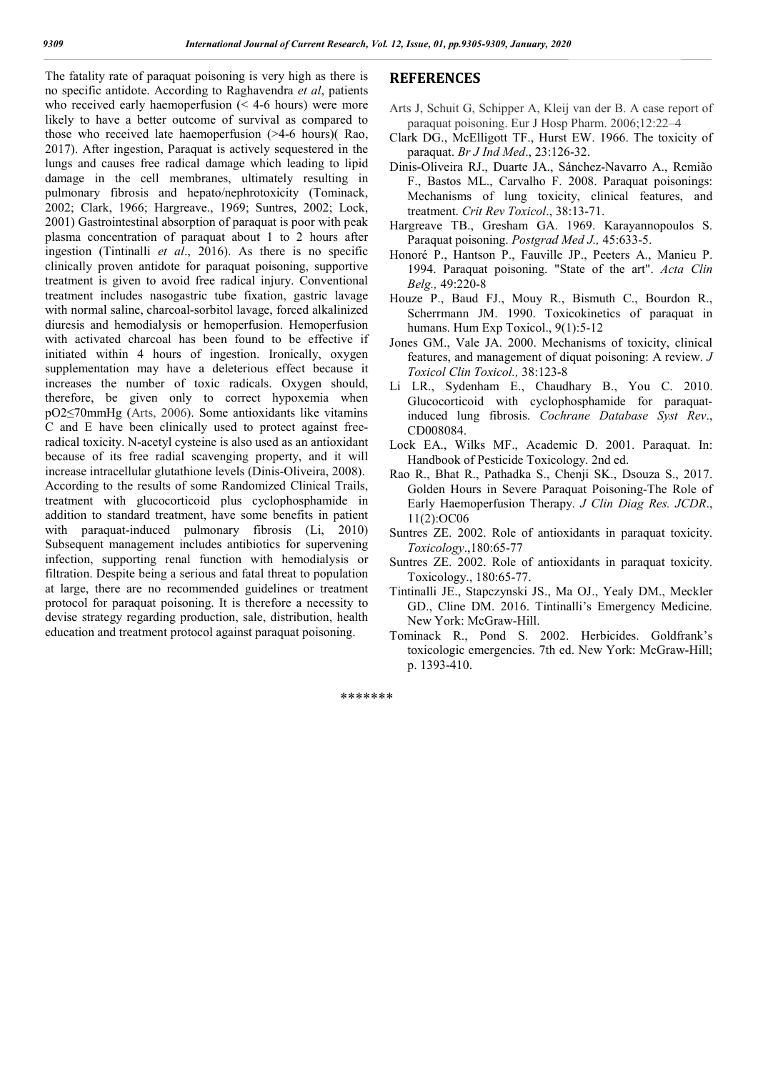The fatality rate of paraquat poisoning is very high as there is no specific antidote. According to Raghavendra *et al*, patients who received early haemoperfusion (< 4-6 hours) were more likely to have a better outcome of survival as compared to those who received late haemoperfusion (>4-6 hours)( Rao, 2017). After ingestion, Paraquat is actively sequestered in the lungs and causes free radical damage which leading to lipid damage in the cell membranes, ultimately resulting in pulmonary fibrosis and hepato/nephrotoxicity (Tominack, 2002; Clark, 1966; Hargreave., 1969; Suntres, 2002; Lock, 2001) Gastrointestinal absorption of paraquat is poor with peak plasma concentration of paraquat about 1 to 2 hours after ingestion (Tintinalli *et al*., 2016). As there is no specific clinically proven antidote for paraquat poisoning, supportive treatment is given to avoid free radical injury. Conventional treatment includes nasogastric tube fixation, gastric lavage with normal saline, charcoal-sorbitol lavage, forced alkalinized diuresis and hemodialysis or hemoperfusion. Hemoperfusion with activated charcoal has been found to be effective if initiated within 4 hours of ingestion. Ironically, oxygen supplementation may have a deleterious effect because it increases the number of toxic radicals. Oxygen should, therefore, be given only to correct hypoxemia when $pO_2 \leq 70$mmHg (Arts, 2006). Some antioxidants like vitamins C and E have been clinically used to protect against free-radical toxicity. N-acetyl cysteine is also used as an antioxidant because of its free radial scavenging property, and it will increase intracellular glutathione levels (Dinis-Oliveira, 2008). According to the results of some Randomized Clinical Trails, treatment with glucocorticoid plus cyclophosphamide in addition to standard treatment, have some benefits in patient with paraquat-induced pulmonary fibrosis (Li, 2010) Subsequent management includes antibiotics for supervening infection, supporting renal function with hemodialysis or filtration. Despite being a serious and fatal threat to population at large, there are no recommended guidelines or treatment protocol for paraquat poisoning. It is therefore a necessity to devise strategy regarding production, sale, distribution, health education and treatment protocol against paraquat poisoning.

## REFERENCES

Arts J, Schuit G, Schipper A, Kleij van der B. A case report of paraquat poisoning. Eur J Hosp Pharm. 2006;12:22–4

Clark DG., McElligott TF., Hurst EW. 1966. The toxicity of paraquat. *Br J Ind Med*., 23:126-32.

Dinis-Oliveira RJ., Duarte JA., Sánchez-Navarro A., Remião F., Bastos ML., Carvalho F. 2008. Paraquat poisonings: Mechanisms of lung toxicity, clinical features, and treatment. *Crit Rev Toxicol*., 38:13-71.

Hargreave TB., Gresham GA. 1969. Karayannopoulos S. Paraquat poisoning. *Postgrad Med J.,* 45:633-5.

Honoré P., Hantson P., Fauville JP., Peeters A., Manieu P. 1994. Paraquat poisoning. "State of the art". *Acta Clin Belg.,* 49:220-8

Houze P., Baud FJ., Mouy R., Bismuth C., Bourdon R., Scherrmann JM. 1990. Toxicokinetics of paraquat in humans. Hum Exp Toxicol., 9(1):5-12

Jones GM., Vale JA. 2000. Mechanisms of toxicity, clinical features, and management of diquat poisoning: A review. *J Toxicol Clin Toxicol.,* 38:123-8

Li LR., Sydenham E., Chaudhary B., You C. 2010. Glucocorticoid with cyclophosphamide for paraquat-induced lung fibrosis. *Cochrane Database Syst Rev*., CD008084.

Lock EA., Wilks MF., Academic D. 2001. Paraquat. In: Handbook of Pesticide Toxicology. 2nd ed.

Rao R., Bhat R., Pathadka S., Chenji SK., Dsouza S., 2017. Golden Hours in Severe Paraquat Poisoning-The Role of Early Haemoperfusion Therapy. *J Clin Diag Res. JCDR*., 11(2):OC06

Suntres ZE. 2002. Role of antioxidants in paraquat toxicity. *Toxicology*.,180:65-77

Suntres ZE. 2002. Role of antioxidants in paraquat toxicity. Toxicology., 180:65-77.

Tintinalli JE., Stapczynski JS., Ma OJ., Yealy DM., Meckler GD., Cline DM. 2016. Tintinalli's Emergency Medicine. New York: McGraw-Hill.

Tominack R., Pond S. 2002. Herbicides. Goldfrank's toxicologic emergencies. 7th ed. New York: McGraw-Hill; p. 1393-410.

\*\*\*\*\*\*\*